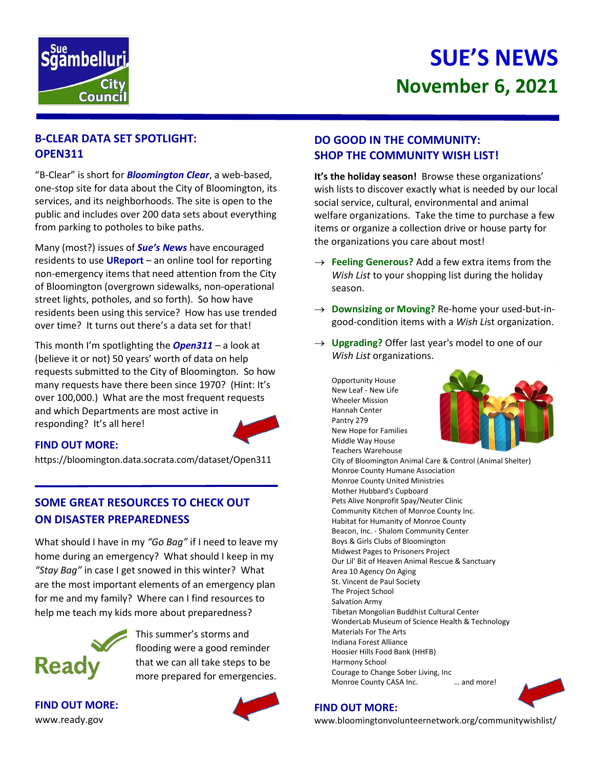# SUE'S NEWS

## November 6, 2021

## B-CLEAR DATA SET SPOTLIGHT: OPEN311

"B-Clear" is short for ***Bloomington Clear***, a web-based, one-stop site for data about the City of Bloomington, its services, and its neighborhoods. The site is open to the public and includes over 200 data sets about everything from parking to potholes to bike paths.

Many (most?) issues of ***Sue's News*** have encouraged residents to use **UReport** – an online tool for reporting non-emergency items that need attention from the City of Bloomington (overgrown sidewalks, non-operational street lights, potholes, and so forth). So how have residents been using this service? How has use trended over time? It turns out there's a data set for that!

This month I'm spotlighting the ***Open311*** – a look at (believe it or not) 50 years' worth of data on help requests submitted to the City of Bloomington. So how many requests have there been since 1970? (Hint: It's over 100,000.) What are the most frequent requests and which Departments are most active in responding? It's all here!

**FIND OUT MORE:**
https://bloomington.data.socrata.com/dataset/Open311

## SOME GREAT RESOURCES TO CHECK OUT ON DISASTER PREPAREDNESS

What should I have in my *"Go Bag"* if I need to leave my home during an emergency? What should I keep in my *"Stay Bag"* in case I get snowed in this winter? What are the most important elements of an emergency plan for me and my family? Where can I find resources to help me teach my kids more about preparedness?

Ready

This summer's storms and flooding were a good reminder that we can all take steps to be more prepared for emergencies.

**FIND OUT MORE:**
www.ready.gov

## DO GOOD IN THE COMMUNITY: SHOP THE COMMUNITY WISH LIST!

**It's the holiday season!** Browse these organizations' wish lists to discover exactly what is needed by our local social service, cultural, environmental and animal welfare organizations. Take the time to purchase a few items or organize a collection drive or house party for the organizations you care about most!

→ **Feeling Generous?** Add a few extra items from the *Wish List* to your shopping list during the holiday season.

→ **Downsizing or Moving?** Re-home your used-but-in-good-condition items with a *Wish List* organization.

→ **Upgrading?** Offer last year's model to one of our *Wish List* organizations.

Opportunity House
New Leaf - New Life
Wheeler Mission
Hannah Center
Pantry 279
New Hope for Families
Middle Way House
Teachers Warehouse
City of Bloomington Animal Care & Control (Animal Shelter)
Monroe County Humane Association
Monroe County United Ministries
Mother Hubbard's Cupboard
Pets Alive Nonprofit Spay/Neuter Clinic
Community Kitchen of Monroe County Inc.
Habitat for Humanity of Monroe County
Beacon, Inc. - Shalom Community Center
Boys & Girls Clubs of Bloomington
Midwest Pages to Prisoners Project
Our Lil' Bit of Heaven Animal Rescue & Sanctuary
Area 10 Agency On Aging
St. Vincent de Paul Society
The Project School
Salvation Army
Tibetan Mongolian Buddhist Cultural Center
WonderLab Museum of Science Health & Technology
Materials For The Arts
Indiana Forest Alliance
Hoosier Hills Food Bank (HHFB)
Harmony School
Courage to Change Sober Living, Inc
Monroe County CASA Inc. … and more!

**FIND OUT MORE:**
www.bloomingtonvolunteernetwork.org/communitywishlist/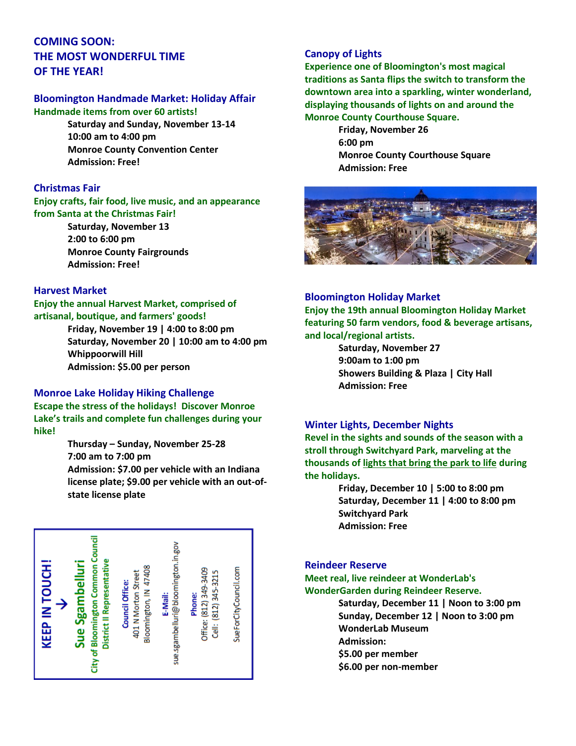## COMING SOON: THE MOST WONDERFUL TIME OF THE YEAR!

### Bloomington Handmade Market: Holiday Affair

**Handmade items from over 60 artists!**

**Saturday and Sunday, November 13-14**
**10:00 am to 4:00 pm**
**Monroe County Convention Center**
**Admission: Free!**

### Christmas Fair

**Enjoy crafts, fair food, live music, and an appearance from Santa at the Christmas Fair!**

**Saturday, November 13**
**2:00 to 6:00 pm**
**Monroe County Fairgrounds**
**Admission: Free!**

### Harvest Market

**Enjoy the annual Harvest Market, comprised of artisanal, boutique, and farmers' goods!**

**Friday, November 19 | 4:00 to 8:00 pm**
**Saturday, November 20 | 10:00 am to 4:00 pm**
**Whippoorwill Hill**
**Admission: $5.00 per person**

### Monroe Lake Holiday Hiking Challenge

**Escape the stress of the holidays! Discover Monroe Lake's trails and complete fun challenges during your hike!**

**Thursday – Sunday, November 25-28**
**7:00 am to 7:00 pm**
**Admission: $7.00 per vehicle with an Indiana license plate; $9.00 per vehicle with an out-of-state license plate**

**KEEP IN TOUCH! →**

**Sue Sgambelluri**
**City of Bloomington Common Council**
**District II Representative**

**Council Office:**
401 N Morton Street
Bloomington, IN 47408

**E-Mail:**
sue.sgambelluri@bloomington.in.gov

**Phone:**
Office: (812) 349-3409
Cell: (812) 345-3215

SueForCityCouncil.com

### Canopy of Lights

**Experience one of Bloomington's most magical traditions as Santa flips the switch to transform the downtown area into a sparkling, winter wonderland, displaying thousands of lights on and around the Monroe County Courthouse Square.**

**Friday, November 26**
**6:00 pm**
**Monroe County Courthouse Square**
**Admission: Free**

### Bloomington Holiday Market

**Enjoy the 19th annual Bloomington Holiday Market featuring 50 farm vendors, food & beverage artisans, and local/regional artists.**

**Saturday, November 27**
**9:00am to 1:00 pm**
**Showers Building & Plaza | City Hall**
**Admission: Free**

### Winter Lights, December Nights

**Revel in the sights and sounds of the season with a stroll through Switchyard Park, marveling at the thousands of lights that bring the park to life during the holidays.**

**Friday, December 10 | 5:00 to 8:00 pm**
**Saturday, December 11 | 4:00 to 8:00 pm**
**Switchyard Park**
**Admission: Free**

### Reindeer Reserve

**Meet real, live reindeer at WonderLab's WonderGarden during Reindeer Reserve.**

**Saturday, December 11 | Noon to 3:00 pm**
**Sunday, December 12 | Noon to 3:00 pm**
**WonderLab Museum**
**Admission:**
**$5.00 per member**
**$6.00 per non-member**